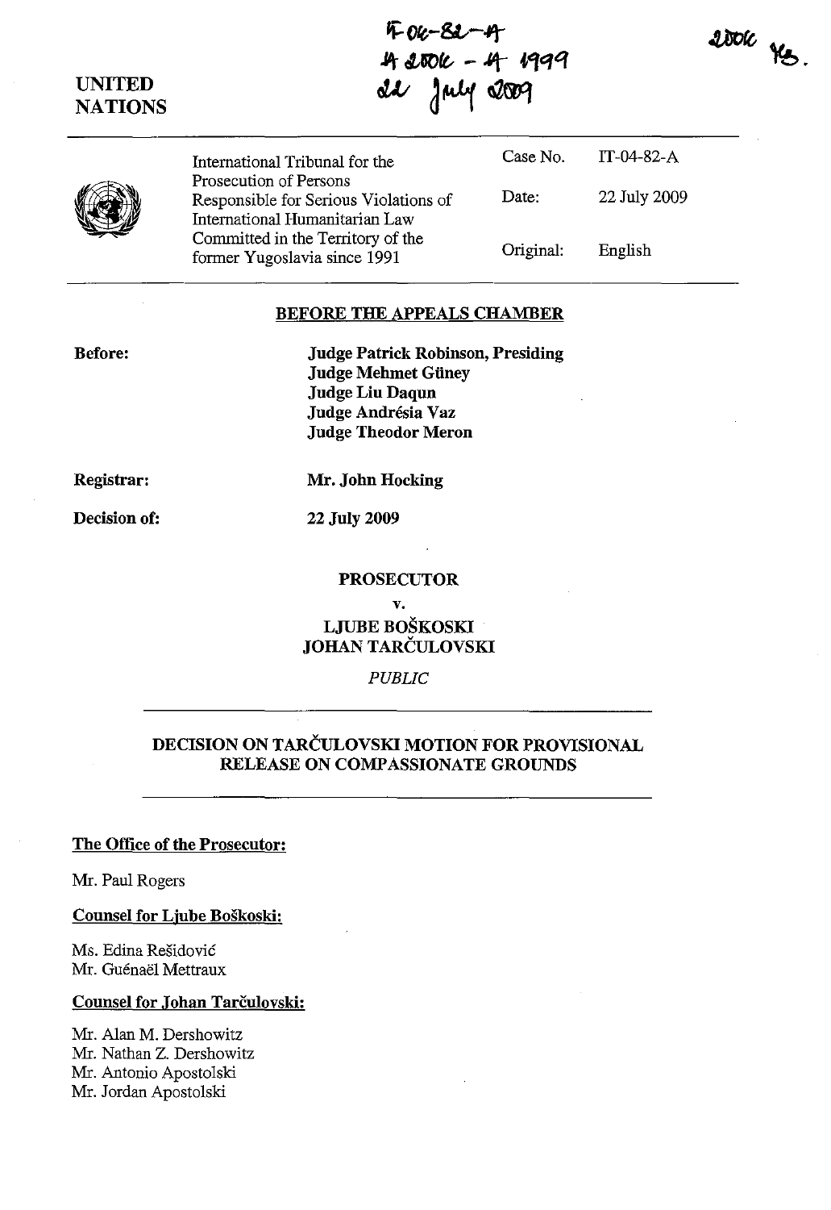IT-04-82-A
A 2006 - A 1999
22 July 2009

2006 YS.

UNITED NATIONS

| | | |
|---|---|---|
| International Tribunal for the Prosecution of Persons Responsible for Serious Violations of International Humanitarian Law Committed in the Territory of the former Yugoslavia since 1991 | Case No. | IT-04-82-A |
| | Date: | 22 July 2009 |
| | Original: | English |

## BEFORE THE APPEALS CHAMBER

**Before:**

**Judge Patrick Robinson, Presiding**
**Judge Mehmet Güney**
**Judge Liu Daqun**
**Judge Andrésia Vaz**
**Judge Theodor Meron**

**Registrar:** **Mr. John Hocking**

**Decision of:** **22 July 2009**

**PROSECUTOR**

**v.**

**LJUBE BOŠKOSKI**
**JOHAN TARČULOVSKI**

*PUBLIC*

## DECISION ON TARČULOVSKI MOTION FOR PROVISIONAL RELEASE ON COMPASSIONATE GROUNDS

**The Office of the Prosecutor:**

Mr. Paul Rogers

**Counsel for Ljube Boškoski:**

Ms. Edina Rešidović
Mr. Guénaël Mettraux

**Counsel for Johan Tarčulovski:**

Mr. Alan M. Dershowitz
Mr. Nathan Z. Dershowitz
Mr. Antonio Apostolski
Mr. Jordan Apostolski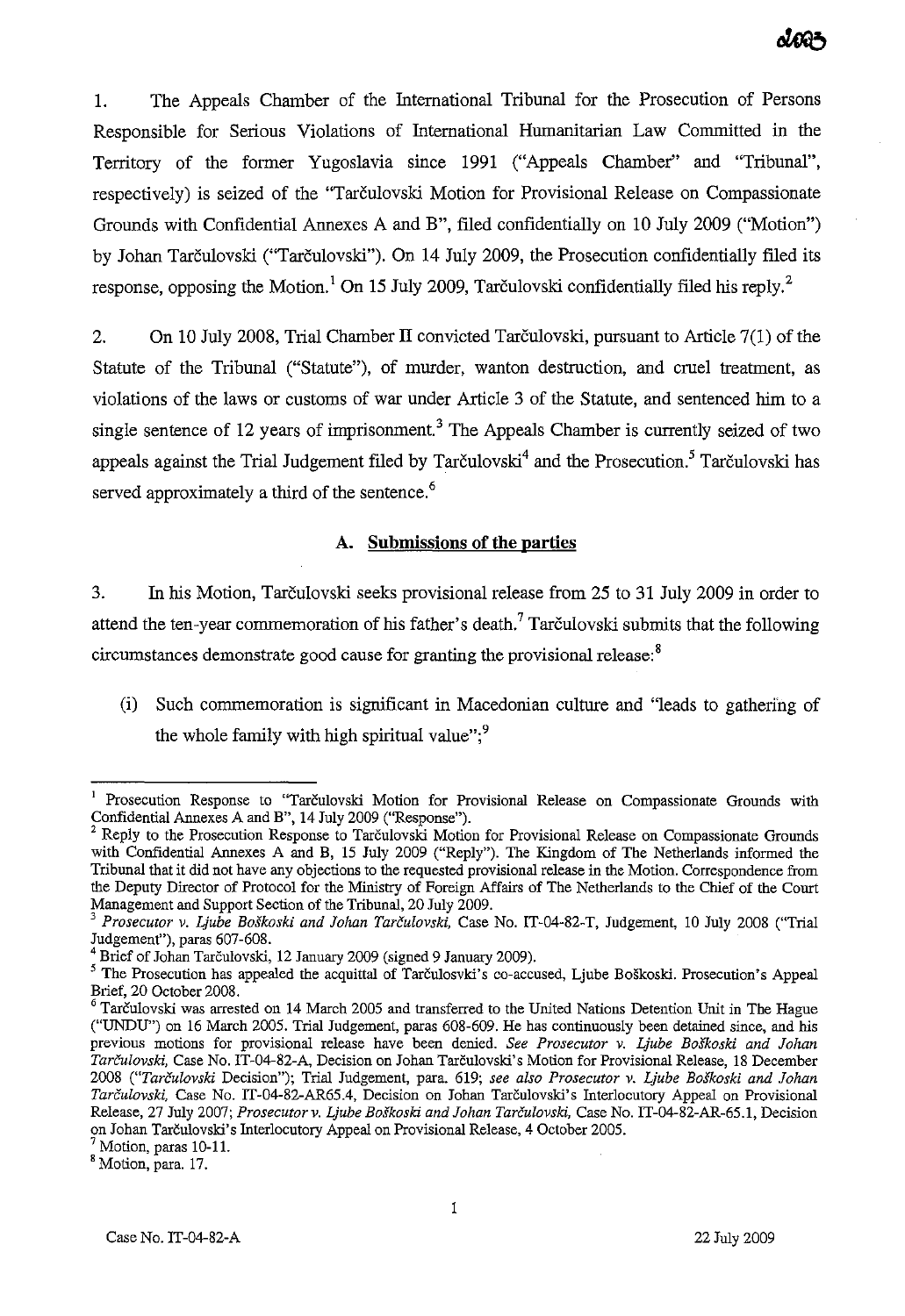1. The Appeals Chamber of the International Tribunal for the Prosecution of Persons Responsible for Serious Violations of International Humanitarian Law Committed in the Territory of the former Yugoslavia since 1991 ("Appeals Chamber" and "Tribunal", respectively) is seized of the "Tarčulovski Motion for Provisional Release on Compassionate Grounds with Confidential Annexes A and B", filed confidentially on 10 July 2009 ("Motion") by Johan Tarčulovski ("Tarčulovski"). On 14 July 2009, the Prosecution confidentially filed its response, opposing the Motion.[1] On 15 July 2009, Tarčulovski confidentially filed his reply.[2]

2. On 10 July 2008, Trial Chamber II convicted Tarčulovski, pursuant to Article 7(1) of the Statute of the Tribunal ("Statute"), of murder, wanton destruction, and cruel treatment, as violations of the laws or customs of war under Article 3 of the Statute, and sentenced him to a single sentence of 12 years of imprisonment.[3] The Appeals Chamber is currently seized of two appeals against the Trial Judgement filed by Tarčulovski[4] and the Prosecution.[5] Tarčulovski has served approximately a third of the sentence.[6]

### A. Submissions of the parties

3. In his Motion, Tarčulovski seeks provisional release from 25 to 31 July 2009 in order to attend the ten-year commemoration of his father's death.[7] Tarčulovski submits that the following circumstances demonstrate good cause for granting the provisional release:[8]

(i) Such commemoration is significant in Macedonian culture and "leads to gathering of the whole family with high spiritual value";[9]

---

[1] Prosecution Response to "Tarčulovski Motion for Provisional Release on Compassionate Grounds with Confidential Annexes A and B", 14 July 2009 ("Response").

[2] Reply to the Prosecution Response to Tarčulovski Motion for Provisional Release on Compassionate Grounds with Confidential Annexes A and B, 15 July 2009 ("Reply"). The Kingdom of The Netherlands informed the Tribunal that it did not have any objections to the requested provisional release in the Motion. Correspondence from the Deputy Director of Protocol for the Ministry of Foreign Affairs of The Netherlands to the Chief of the Court Management and Support Section of the Tribunal, 20 July 2009.

[3] *Prosecutor v. Ljube Boškoski and Johan Tarčulovski*, Case No. IT-04-82-T, Judgement, 10 July 2008 ("Trial Judgement"), paras 607-608.

[4] Brief of Johan Tarčulovski, 12 January 2009 (signed 9 January 2009).

[5] The Prosecution has appealed the acquittal of Tarčulosvki's co-accused, Ljube Boškoski. Prosecution's Appeal Brief, 20 October 2008.

[6] Tarčulovski was arrested on 14 March 2005 and transferred to the United Nations Detention Unit in The Hague ("UNDU") on 16 March 2005. Trial Judgement, paras 608-609. He has continuously been detained since, and his previous motions for provisional release have been denied. *See Prosecutor v. Ljube Boškoski and Johan Tarčulovski*, Case No. IT-04-82-A, Decision on Johan Tarčulovski's Motion for Provisional Release, 18 December 2008 ("*Tarčulovski* Decision"); Trial Judgement, para. 619; *see also Prosecutor v. Ljube Boškoski and Johan Tarčulovski*, Case No. IT-04-82-AR65.4, Decision on Johan Tarčulovski's Interlocutory Appeal on Provisional Release, 27 July 2007; *Prosecutor v. Ljube Boškoski and Johan Tarčulovski*, Case No. IT-04-82-AR-65.1, Decision on Johan Tarčulovski's Interlocutory Appeal on Provisional Release, 4 October 2005.

[7] Motion, paras 10-11.

[8] Motion, para. 17.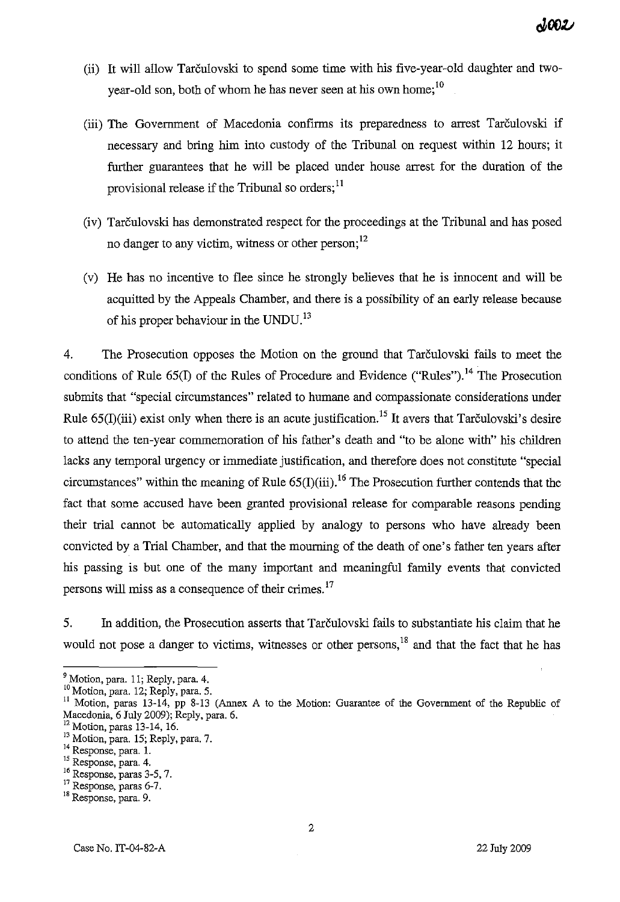(ii) It will allow Tarčulovski to spend some time with his five-year-old daughter and two-year-old son, both of whom he has never seen at his own home;[10]

(iii) The Government of Macedonia confirms its preparedness to arrest Tarčulovski if necessary and bring him into custody of the Tribunal on request within 12 hours; it further guarantees that he will be placed under house arrest for the duration of the provisional release if the Tribunal so orders;[11]

(iv) Tarčulovski has demonstrated respect for the proceedings at the Tribunal and has posed no danger to any victim, witness or other person;[12]

(v) He has no incentive to flee since he strongly believes that he is innocent and will be acquitted by the Appeals Chamber, and there is a possibility of an early release because of his proper behaviour in the UNDU.[13]

4. The Prosecution opposes the Motion on the ground that Tarčulovski fails to meet the conditions of Rule 65(I) of the Rules of Procedure and Evidence ("Rules").[14] The Prosecution submits that "special circumstances" related to humane and compassionate considerations under Rule 65(I)(iii) exist only when there is an acute justification.[15] It avers that Tarčulovski's desire to attend the ten-year commemoration of his father's death and "to be alone with" his children lacks any temporal urgency or immediate justification, and therefore does not constitute "special circumstances" within the meaning of Rule 65(I)(iii).[16] The Prosecution further contends that the fact that some accused have been granted provisional release for comparable reasons pending their trial cannot be automatically applied by analogy to persons who have already been convicted by a Trial Chamber, and that the mourning of the death of one's father ten years after his passing is but one of the many important and meaningful family events that convicted persons will miss as a consequence of their crimes.[17]

5. In addition, the Prosecution asserts that Tarčulovski fails to substantiate his claim that he would not pose a danger to victims, witnesses or other persons,[18] and that the fact that he has

---

[9] Motion, para. 11; Reply, para. 4.

[10] Motion, para. 12; Reply, para. 5.

[11] Motion, paras 13-14, pp 8-13 (Annex A to the Motion: Guarantee of the Government of the Republic of Macedonia, 6 July 2009); Reply, para. 6.

[12] Motion, paras 13-14, 16.

[13] Motion, para. 15; Reply, para. 7.

[14] Response, para. 1.

[15] Response, para. 4.

[16] Response, paras 3-5, 7.

[17] Response, paras 6-7.

[18] Response, para. 9.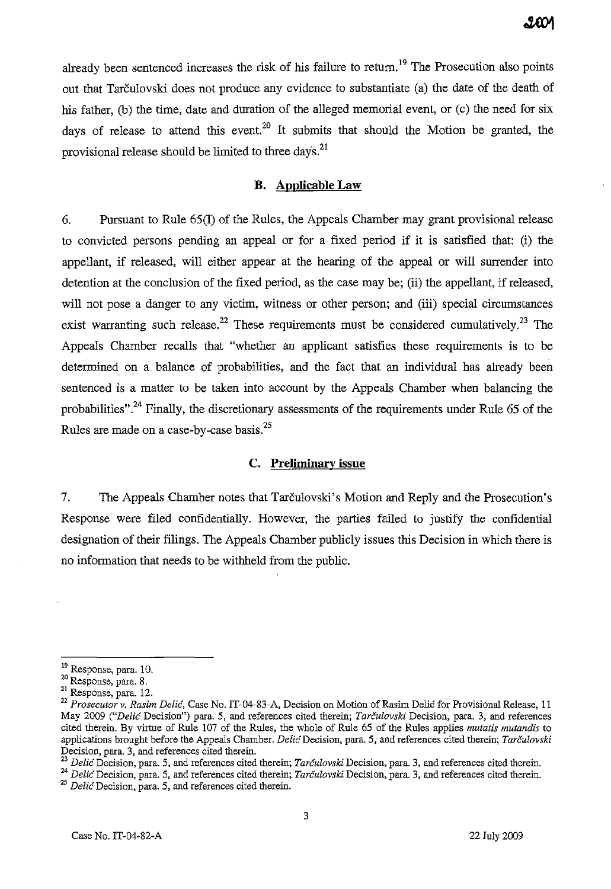already been sentenced increases the risk of his failure to return.[19] The Prosecution also points out that Tarčulovski does not produce any evidence to substantiate (a) the date of the death of his father, (b) the time, date and duration of the alleged memorial event, or (c) the need for six days of release to attend this event.[20] It submits that should the Motion be granted, the provisional release should be limited to three days.[21]

### B. Applicable Law

6. Pursuant to Rule 65(I) of the Rules, the Appeals Chamber may grant provisional release to convicted persons pending an appeal or for a fixed period if it is satisfied that: (i) the appellant, if released, will either appear at the hearing of the appeal or will surrender into detention at the conclusion of the fixed period, as the case may be; (ii) the appellant, if released, will not pose a danger to any victim, witness or other person; and (iii) special circumstances exist warranting such release.[22] These requirements must be considered cumulatively.[23] The Appeals Chamber recalls that "whether an applicant satisfies these requirements is to be determined on a balance of probabilities, and the fact that an individual has already been sentenced is a matter to be taken into account by the Appeals Chamber when balancing the probabilities".[24] Finally, the discretionary assessments of the requirements under Rule 65 of the Rules are made on a case-by-case basis.[25]

### C. Preliminary issue

7. The Appeals Chamber notes that Tarčulovski's Motion and Reply and the Prosecution's Response were filed confidentially. However, the parties failed to justify the confidential designation of their filings. The Appeals Chamber publicly issues this Decision in which there is no information that needs to be withheld from the public.

---

[19] Response, para. 10.

[20] Response, para. 8.

[21] Response, para. 12.

[22] *Prosecutor v. Rasim Delić*, Case No. IT-04-83-A, Decision on Motion of Rasim Delić for Provisional Release, 11 May 2009 ("*Delić* Decision") para. 5, and references cited therein; *Tarčulovski* Decision, para. 3, and references cited therein. By virtue of Rule 107 of the Rules, the whole of Rule 65 of the Rules applies *mutatis mutandis* to applications brought before the Appeals Chamber. *Delić* Decision, para. 5, and references cited therein; *Tarčulovski* Decision, para. 3, and references cited therein.

[23] *Delić* Decision, para. 5, and references cited therein; *Tarčulovski* Decision, para. 3, and references cited therein.

[24] *Delić* Decision, para. 5, and references cited therein; *Tarčulovski* Decision, para. 3, and references cited therein.

[25] *Delić* Decision, para. 5, and references cited therein.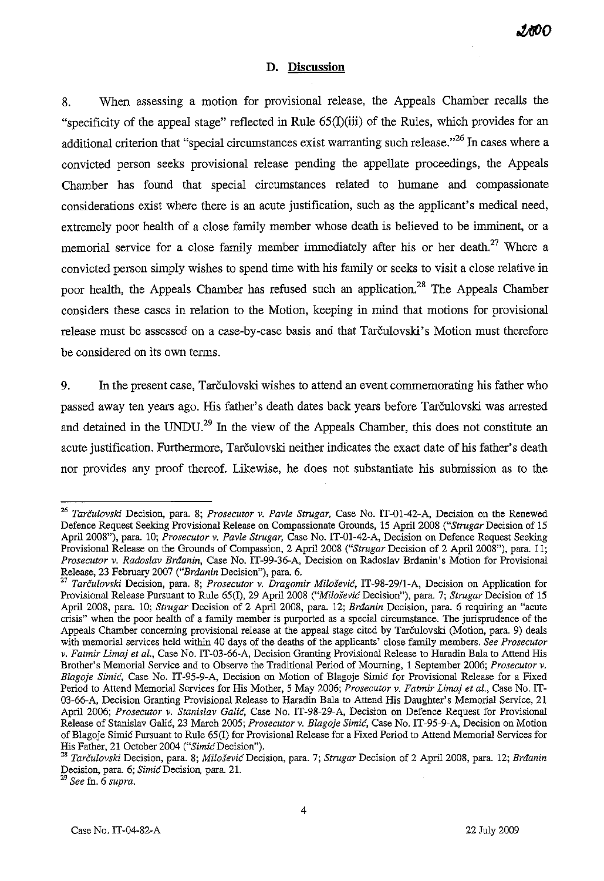## D. Discussion

8. When assessing a motion for provisional release, the Appeals Chamber recalls the "specificity of the appeal stage" reflected in Rule 65(I)(iii) of the Rules, which provides for an additional criterion that "special circumstances exist warranting such release."[26] In cases where a convicted person seeks provisional release pending the appellate proceedings, the Appeals Chamber has found that special circumstances related to humane and compassionate considerations exist where there is an acute justification, such as the applicant's medical need, extremely poor health of a close family member whose death is believed to be imminent, or a memorial service for a close family member immediately after his or her death.[27] Where a convicted person simply wishes to spend time with his family or seeks to visit a close relative in poor health, the Appeals Chamber has refused such an application.[28] The Appeals Chamber considers these cases in relation to the Motion, keeping in mind that motions for provisional release must be assessed on a case-by-case basis and that Tarčulovski's Motion must therefore be considered on its own terms.

9. In the present case, Tarčulovski wishes to attend an event commemorating his father who passed away ten years ago. His father's death dates back years before Tarčulovski was arrested and detained in the UNDU.[29] In the view of the Appeals Chamber, this does not constitute an acute justification. Furthermore, Tarčulovski neither indicates the exact date of his father's death nor provides any proof thereof. Likewise, he does not substantiate his submission as to the

---

[26] *Tarčulovski* Decision, para. 8; *Prosecutor v. Pavle Strugar,* Case No. IT-01-42-A, Decision on the Renewed Defence Request Seeking Provisional Release on Compassionate Grounds, 15 April 2008 ("*Strugar* Decision of 15 April 2008"), para. 10; *Prosecutor v. Pavle Strugar,* Case No. IT-01-42-A, Decision on Defence Request Seeking Provisional Release on the Grounds of Compassion, 2 April 2008 ("*Strugar* Decision of 2 April 2008"), para. 11; *Prosecutor v. Radoslav Brđanin,* Case No. IT-99-36-A, Decision on Radoslav Brđanin's Motion for Provisional Release, 23 February 2007 ("*Brđanin* Decision"), para. 6.

[27] *Tarčulovski* Decision, para. 8; *Prosecutor v. Dragomir Milošević,* IT-98-29/1-A, Decision on Application for Provisional Release Pursuant to Rule 65(I), 29 April 2008 ("*Milošević* Decision"), para. 7; *Strugar* Decision of 15 April 2008, para. 10; *Strugar* Decision of 2 April 2008, para. 12; *Brđanin* Decision, para. 6 requiring an "acute crisis" when the poor health of a family member is purported as a special circumstance. The jurisprudence of the Appeals Chamber concerning provisional release at the appeal stage cited by Tarčulovski (Motion, para. 9) deals with memorial services held within 40 days of the deaths of the applicants' close family members. *See Prosecutor v. Fatmir Limaj et al.,* Case No. IT-03-66-A, Decision Granting Provisional Release to Haradin Bala to Attend His Brother's Memorial Service and to Observe the Traditional Period of Mourning, 1 September 2006; *Prosecutor v. Blagoje Simić,* Case No. IT-95-9-A, Decision on Motion of Blagoje Simić for Provisional Release for a Fixed Period to Attend Memorial Services for His Mother, 5 May 2006; *Prosecutor v. Fatmir Limaj et al.,* Case No. IT-03-66-A, Decision Granting Provisional Release to Haradin Bala to Attend His Daughter's Memorial Service, 21 April 2006; *Prosecutor v. Stanislav Galić,* Case No. IT-98-29-A, Decision on Defence Request for Provisional Release of Stanislav Galić, 23 March 2005; *Prosecutor v. Blagoje Simić,* Case No. IT-95-9-A, Decision on Motion of Blagoje Simić Pursuant to Rule 65(I) for Provisional Release for a Fixed Period to Attend Memorial Services for His Father, 21 October 2004 ("*Simić* Decision").

[28] *Tarčulovski* Decision, para. 8; *Milošević* Decision, para. 7; *Strugar* Decision of 2 April 2008, para. 12; *Brđanin* Decision, para. 6; *Simić* Decision, para. 21.

[29] *See* fn. 6 *supra.*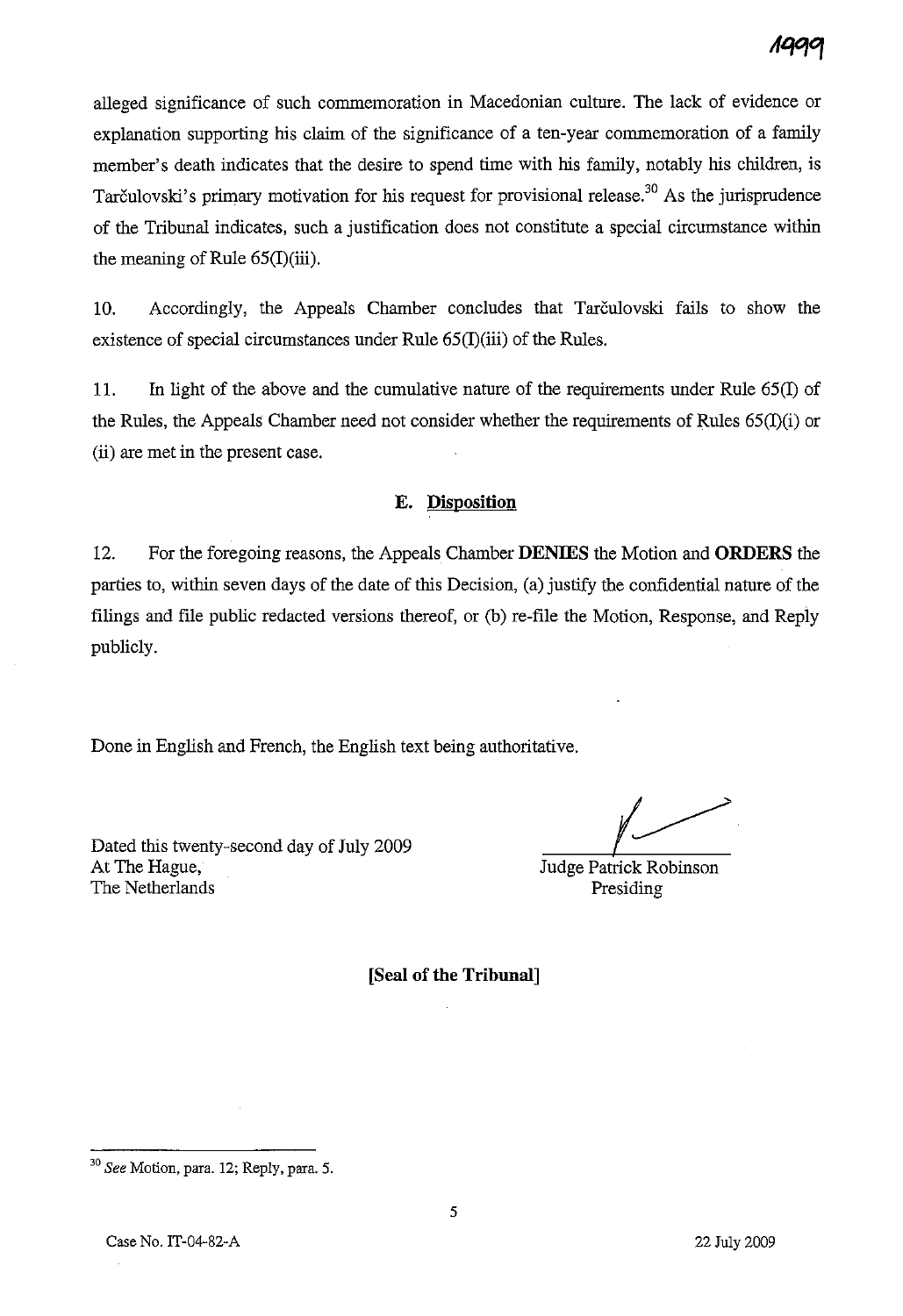alleged significance of such commemoration in Macedonian culture. The lack of evidence or explanation supporting his claim of the significance of a ten-year commemoration of a family member's death indicates that the desire to spend time with his family, notably his children, is Tarčulovski's primary motivation for his request for provisional release.[30] As the jurisprudence of the Tribunal indicates, such a justification does not constitute a special circumstance within the meaning of Rule 65(I)(iii).

10. Accordingly, the Appeals Chamber concludes that Tarčulovski fails to show the existence of special circumstances under Rule 65(I)(iii) of the Rules.

11. In light of the above and the cumulative nature of the requirements under Rule 65(I) of the Rules, the Appeals Chamber need not consider whether the requirements of Rules 65(I)(i) or (ii) are met in the present case.

## E. Disposition

12. For the foregoing reasons, the Appeals Chamber **DENIES** the Motion and **ORDERS** the parties to, within seven days of the date of this Decision, (a) justify the confidential nature of the filings and file public redacted versions thereof, or (b) re-file the Motion, Response, and Reply publicly.

Done in English and French, the English text being authoritative.

Dated this twenty-second day of July 2009
At The Hague,
The Netherlands

Judge Patrick Robinson
Presiding

**[Seal of the Tribunal]**

---

[30] *See* Motion, para. 12; Reply, para. 5.